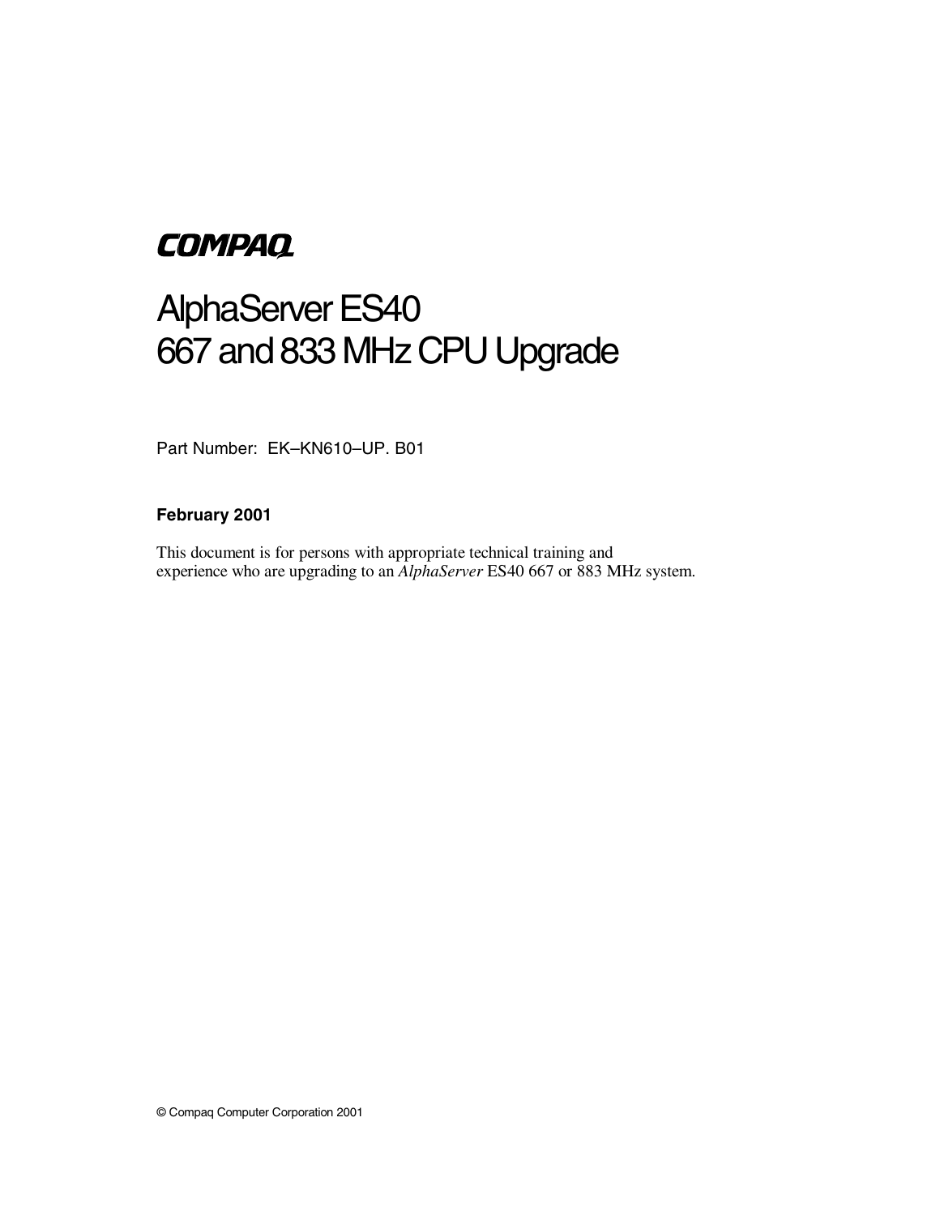COMPAQ

# AlphaServer ES40
# 667 and 833 MHz CPU Upgrade

Part Number: EK–KN610–UP. B01

**February 2001**

This document is for persons with appropriate technical training and experience who are upgrading to an *AlphaServer* ES40 667 or 883 MHz system.

© Compaq Computer Corporation 2001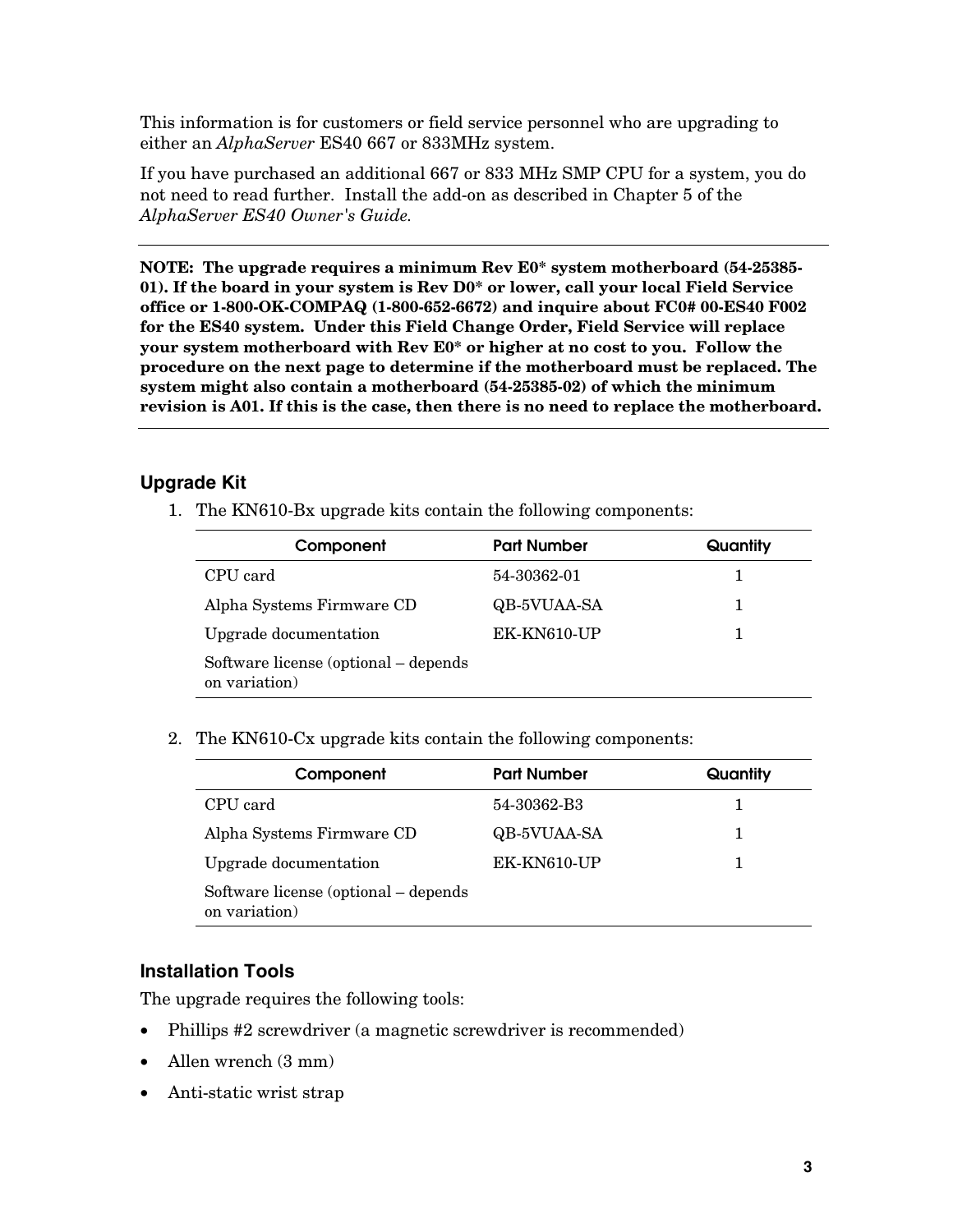This information is for customers or field service personnel who are upgrading to either an *AlphaServer* ES40 667 or 833MHz system.

If you have purchased an additional 667 or 833 MHz SMP CPU for a system, you do not need to read further. Install the add-on as described in Chapter 5 of the *AlphaServer ES40 Owner's Guide.*

---

**NOTE: The upgrade requires a minimum Rev E0* system motherboard (54-25385-01). If the board in your system is Rev D0* or lower, call your local Field Service office or 1-800-OK-COMPAQ (1-800-652-6672) and inquire about FC0# 00-ES40 F002 for the ES40 system. Under this Field Change Order, Field Service will replace your system motherboard with Rev E0* or higher at no cost to you. Follow the procedure on the next page to determine if the motherboard must be replaced. The system might also contain a motherboard (54-25385-02) of which the minimum revision is A01. If this is the case, then there is no need to replace the motherboard.**

---

### Upgrade Kit

1. The KN610-Bx upgrade kits contain the following components:

| Component | Part Number | Quantity |
|---|---|---|
| CPU card | 54-30362-01 | 1 |
| Alpha Systems Firmware CD | QB-5VUAA-SA | 1 |
| Upgrade documentation | EK-KN610-UP | 1 |
| Software license (optional – depends on variation) | | |

2. The KN610-Cx upgrade kits contain the following components:

| Component | Part Number | Quantity |
|---|---|---|
| CPU card | 54-30362-B3 | 1 |
| Alpha Systems Firmware CD | QB-5VUAA-SA | 1 |
| Upgrade documentation | EK-KN610-UP | 1 |
| Software license (optional – depends on variation) | | |

### Installation Tools

The upgrade requires the following tools:

- Phillips #2 screwdriver (a magnetic screwdriver is recommended)
- Allen wrench (3 mm)
- Anti-static wrist strap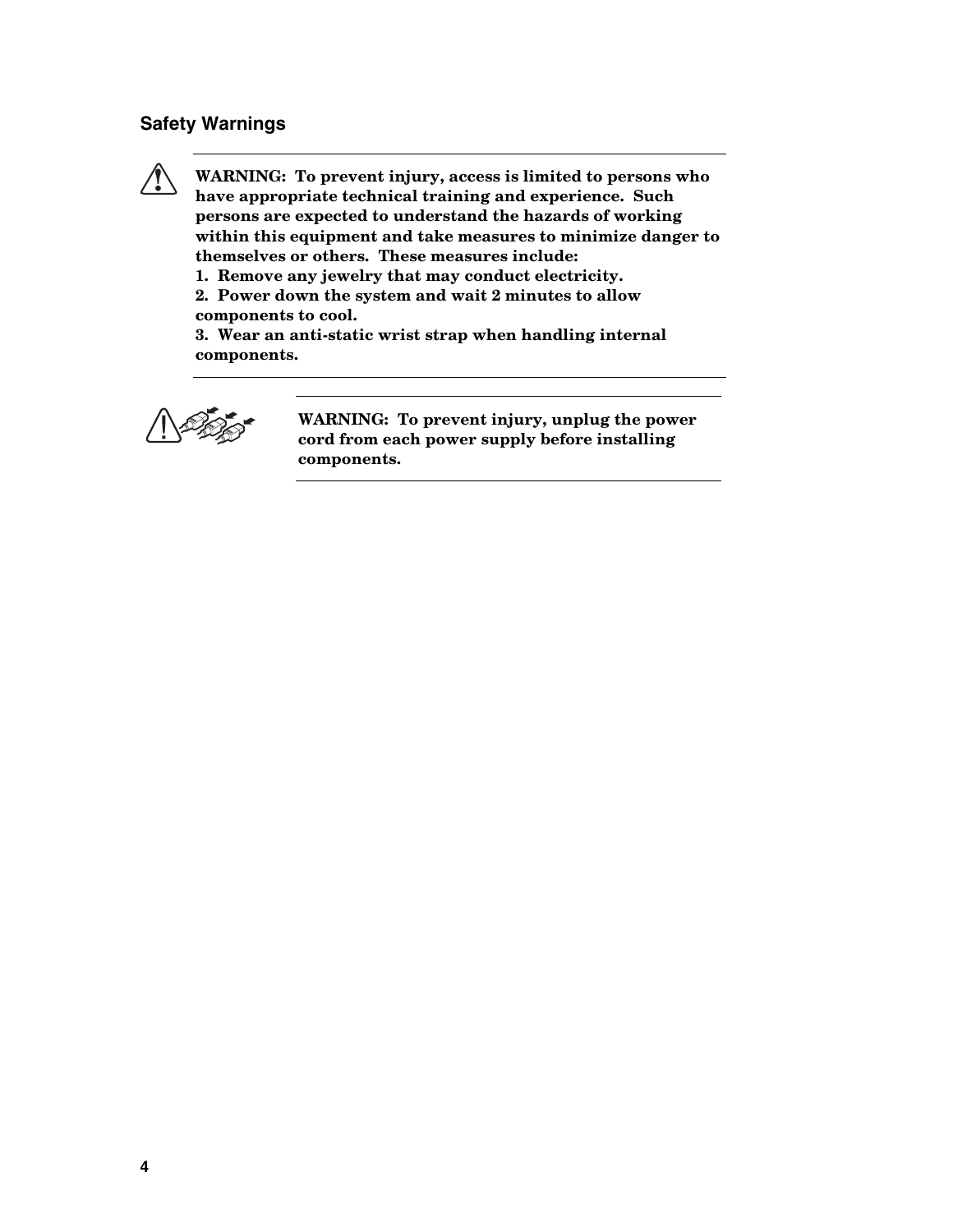## Safety Warnings

**WARNING: To prevent injury, access is limited to persons who have appropriate technical training and experience. Such persons are expected to understand the hazards of working within this equipment and take measures to minimize danger to themselves or others. These measures include:**

**1. Remove any jewelry that may conduct electricity.**

**2. Power down the system and wait 2 minutes to allow components to cool.**

**3. Wear an anti-static wrist strap when handling internal components.**

---

**WARNING: To prevent injury, unplug the power cord from each power supply before installing components.**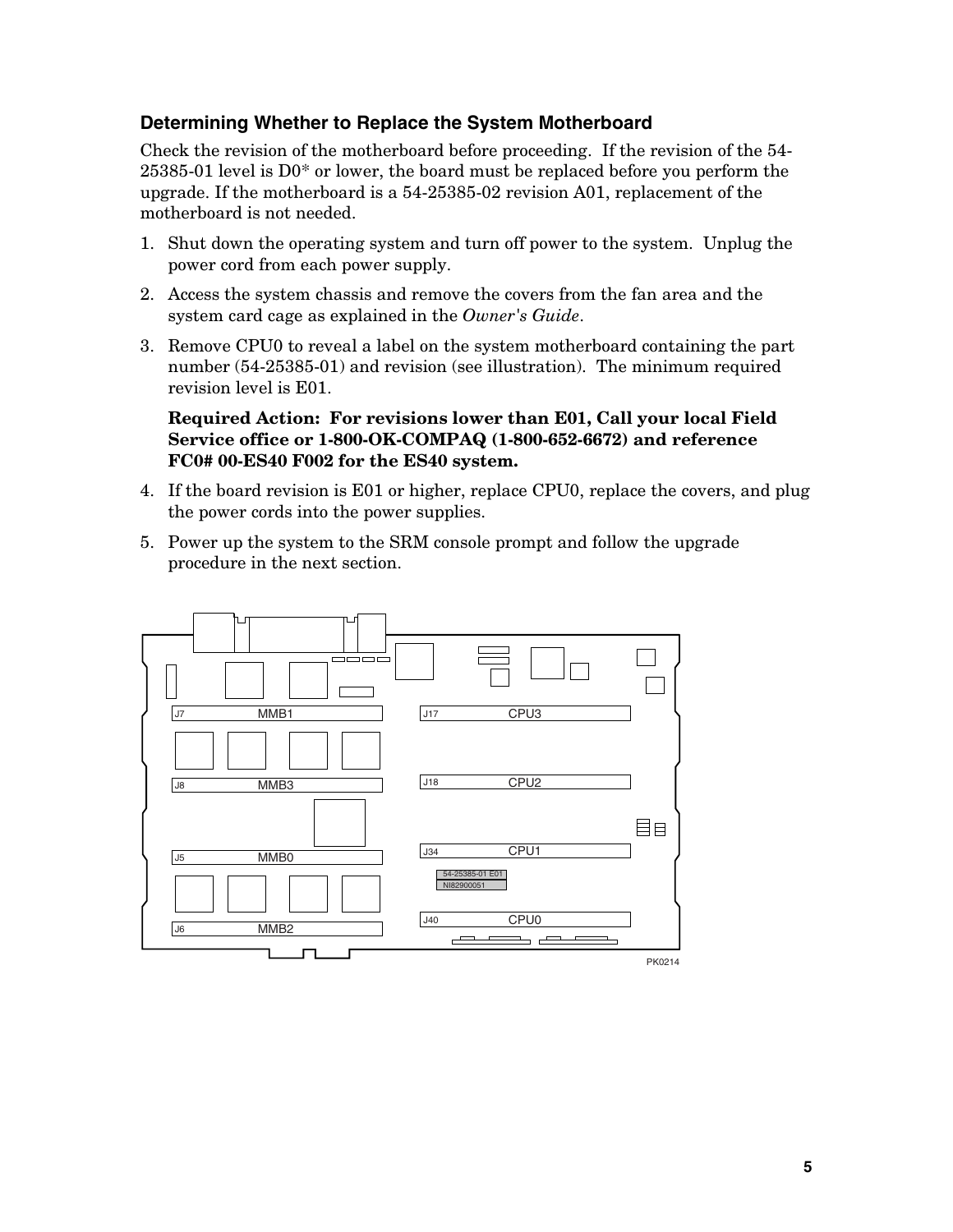### Determining Whether to Replace the System Motherboard

Check the revision of the motherboard before proceeding. If the revision of the 54-25385-01 level is D0* or lower, the board must be replaced before you perform the upgrade. If the motherboard is a 54-25385-02 revision A01, replacement of the motherboard is not needed.

1. Shut down the operating system and turn off power to the system. Unplug the power cord from each power supply.
2. Access the system chassis and remove the covers from the fan area and the system card cage as explained in the *Owner's Guide*.
3. Remove CPU0 to reveal a label on the system motherboard containing the part number (54-25385-01) and revision (see illustration). The minimum required revision level is E01.

   **Required Action: For revisions lower than E01, Call your local Field Service office or 1-800-OK-COMPAQ (1-800-652-6672) and reference FC0# 00-ES40 F002 for the ES40 system.**

4. If the board revision is E01 or higher, replace CPU0, replace the covers, and plug the power cords into the power supplies.
5. Power up the system to the SRM console prompt and follow the upgrade procedure in the next section.

PK0214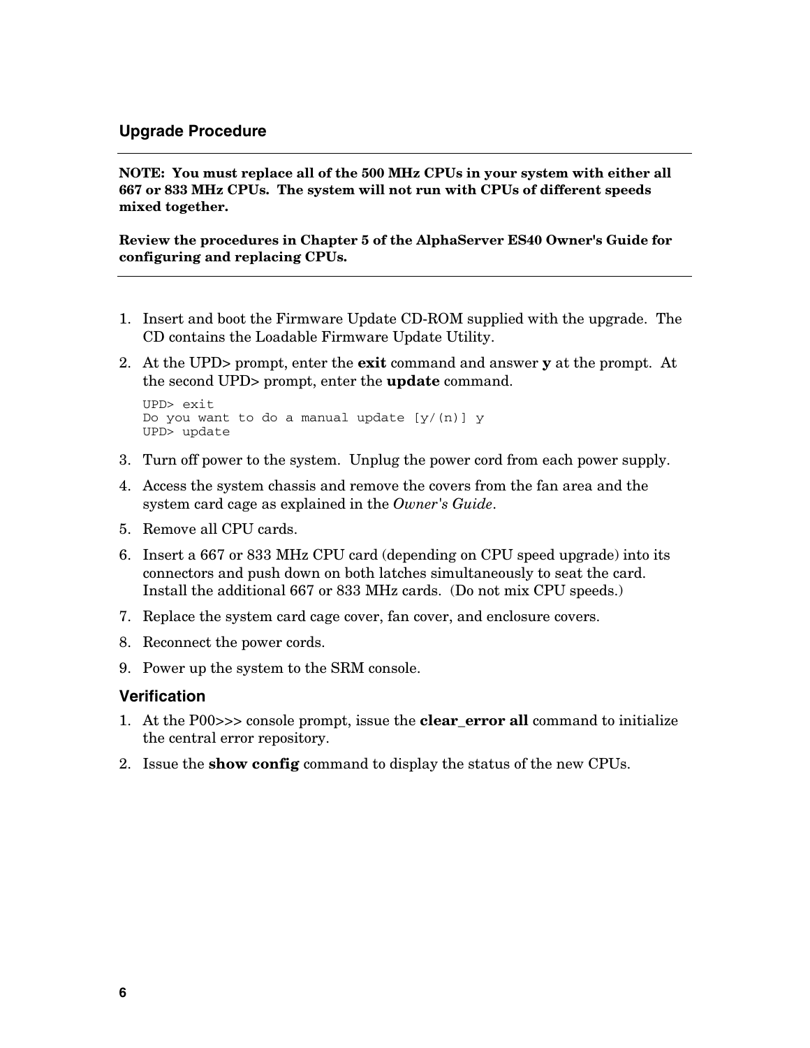### Upgrade Procedure

---

**NOTE: You must replace all of the 500 MHz CPUs in your system with either all 667 or 833 MHz CPUs. The system will not run with CPUs of different speeds mixed together.**

**Review the procedures in Chapter 5 of the AlphaServer ES40 Owner's Guide for configuring and replacing CPUs.**

---

1. Insert and boot the Firmware Update CD-ROM supplied with the upgrade. The CD contains the Loadable Firmware Update Utility.
2. At the UPD> prompt, enter the **exit** command and answer **y** at the prompt. At the second UPD> prompt, enter the **update** command.

   ```
   UPD> exit
   Do you want to do a manual update [y/(n)] y
   UPD> update
   ```

3. Turn off power to the system. Unplug the power cord from each power supply.
4. Access the system chassis and remove the covers from the fan area and the system card cage as explained in the *Owner's Guide*.
5. Remove all CPU cards.
6. Insert a 667 or 833 MHz CPU card (depending on CPU speed upgrade) into its connectors and push down on both latches simultaneously to seat the card. Install the additional 667 or 833 MHz cards. (Do not mix CPU speeds.)
7. Replace the system card cage cover, fan cover, and enclosure covers.
8. Reconnect the power cords.
9. Power up the system to the SRM console.

### Verification

1. At the P00>>> console prompt, issue the **clear_error all** command to initialize the central error repository.
2. Issue the **show config** command to display the status of the new CPUs.